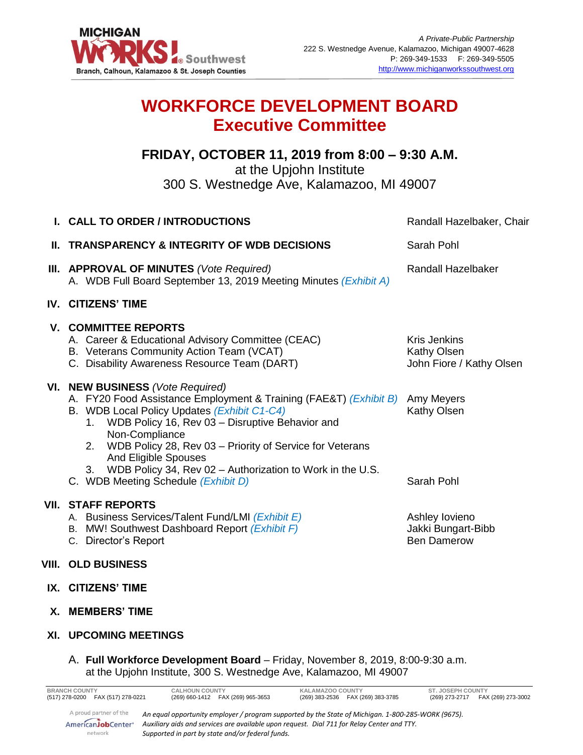MICHIGAN WORKS! Southwest
Branch, Calhoun, Kalamazoo & St. Joseph Counties

*A Private-Public Partnership*
222 S. Westnedge Avenue, Kalamazoo, Michigan 49007-4628
P: 269-349-1533 F: 269-349-5505
http://www.michiganworkssouthwest.org

# WORKFORCE DEVELOPMENT BOARD
# Executive Committee

## FRIDAY, OCTOBER 11, 2019 from 8:00 – 9:30 A.M.

at the Upjohn Institute
300 S. Westnedge Ave, Kalamazoo, MI 49007

**I. CALL TO ORDER / INTRODUCTIONS** — Randall Hazelbaker, Chair

**II. TRANSPARENCY & INTEGRITY OF WDB DECISIONS** — Sarah Pohl

**III. APPROVAL OF MINUTES** *(Vote Required)* — Randall Hazelbaker

A. WDB Full Board September 13, 2019 Meeting Minutes *(Exhibit A)*

**IV. CITIZENS' TIME**

**V. COMMITTEE REPORTS**

A. Career & Educational Advisory Committee (CEAC) — Kris Jenkins
B. Veterans Community Action Team (VCAT) — Kathy Olsen
C. Disability Awareness Resource Team (DART) — John Fiore / Kathy Olsen

**VI. NEW BUSINESS** *(Vote Required)*

A. FY20 Food Assistance Employment & Training (FAE&T) *(Exhibit B)* — Amy Meyers
B. WDB Local Policy Updates *(Exhibit C1-C4)* — Kathy Olsen
  1. WDB Policy 16, Rev 03 – Disruptive Behavior and Non-Compliance
  2. WDB Policy 28, Rev 03 – Priority of Service for Veterans And Eligible Spouses
  3. WDB Policy 34, Rev 02 – Authorization to Work in the U.S.
C. WDB Meeting Schedule *(Exhibit D)* — Sarah Pohl

**VII. STAFF REPORTS**

A. Business Services/Talent Fund/LMI *(Exhibit E)* — Ashley Iovieno
B. MW! Southwest Dashboard Report *(Exhibit F)* — Jakki Bungart-Bibb
C. Director's Report — Ben Damerow

**VIII. OLD BUSINESS**

**IX. CITIZENS' TIME**

**X. MEMBERS' TIME**

**XI. UPCOMING MEETINGS**

A. **Full Workforce Development Board** – Friday, November 8, 2019, 8:00-9:30 a.m. at the Upjohn Institute, 300 S. Westnedge Ave, Kalamazoo, MI 49007

| BRANCH COUNTY | CALHOUN COUNTY | KALAMAZOO COUNTY | ST. JOSEPH COUNTY |
|---|---|---|---|
| (517) 278-0200 FAX (517) 278-0221 | (269) 660-1412 FAX (269) 965-3653 | (269) 383-2536 FAX (269) 383-3785 | (269) 273-2717 FAX (269) 273-3002 |

A proud partner of the AmericanJobCenter network

*An equal opportunity employer / program supported by the State of Michigan. 1-800-285-WORK (9675). Auxiliary aids and services are available upon request. Dial 711 for Relay Center and TTY. Supported in part by state and/or federal funds.*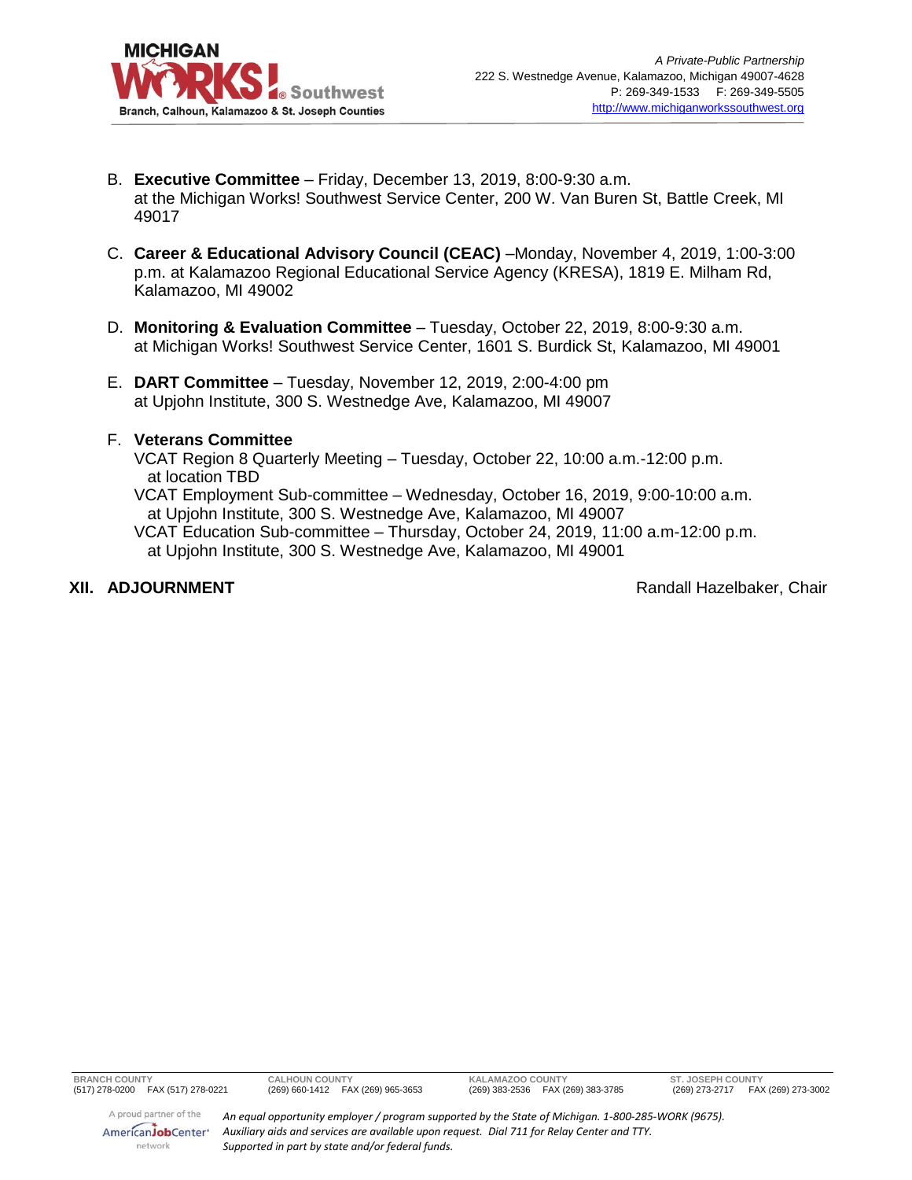B. **Executive Committee** – Friday, December 13, 2019, 8:00-9:30 a.m.
at the Michigan Works! Southwest Service Center, 200 W. Van Buren St, Battle Creek, MI 49017

C. **Career & Educational Advisory Council (CEAC)** –Monday, November 4, 2019, 1:00-3:00 p.m. at Kalamazoo Regional Educational Service Agency (KRESA), 1819 E. Milham Rd, Kalamazoo, MI 49002

D. **Monitoring & Evaluation Committee** – Tuesday, October 22, 2019, 8:00-9:30 a.m.
at Michigan Works! Southwest Service Center, 1601 S. Burdick St, Kalamazoo, MI 49001

E. **DART Committee** – Tuesday, November 12, 2019, 2:00-4:00 pm
at Upjohn Institute, 300 S. Westnedge Ave, Kalamazoo, MI 49007

F. **Veterans Committee**
VCAT Region 8 Quarterly Meeting – Tuesday, October 22, 10:00 a.m.-12:00 p.m.
at location TBD
VCAT Employment Sub-committee – Wednesday, October 16, 2019, 9:00-10:00 a.m.
at Upjohn Institute, 300 S. Westnedge Ave, Kalamazoo, MI 49007
VCAT Education Sub-committee – Thursday, October 24, 2019, 11:00 a.m-12:00 p.m.
at Upjohn Institute, 300 S. Westnedge Ave, Kalamazoo, MI 49001

**XII. ADJOURNMENT** Randall Hazelbaker, Chair